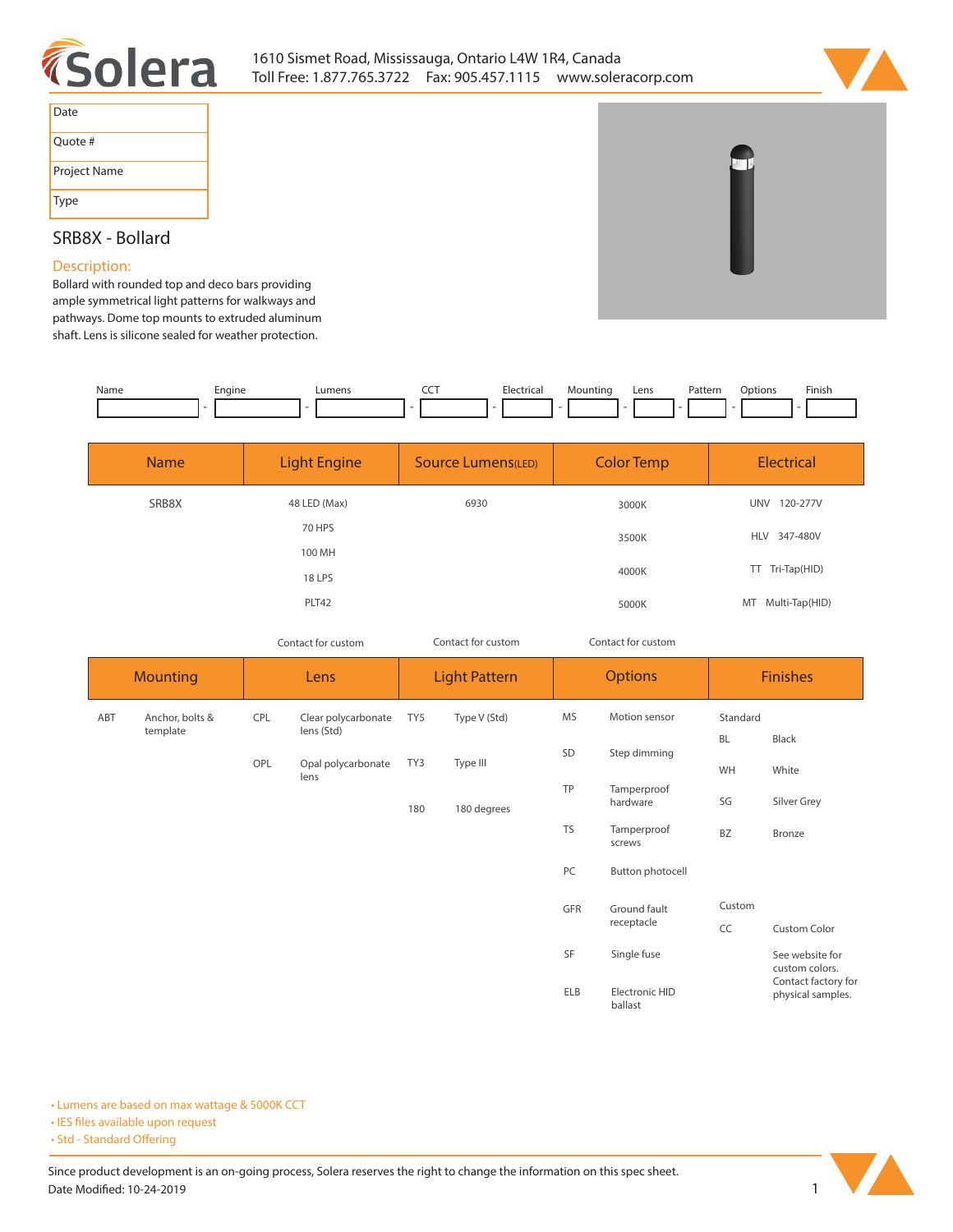Solera

1610 Sismet Road, Mississauga, Ontario L4W 1R4, Canada
Toll Free: 1.877.765.3722 Fax: 905.457.1115 www.soleracorp.com

| Date | |
|---|---|
| Quote # | |
| Project Name | |
| Type | |

## SRB8X - Bollard

### Description:

Bollard with rounded top and deco bars providing ample symmetrical light patterns for walkways and pathways. Dome top mounts to extruded aluminum shaft. Lens is silicone sealed for weather protection.

| Name | Engine | Lumens | CCT | Electrical | Mounting | Lens | Pattern | Options | Finish |
|---|---|---|---|---|---|---|---|---|---|
| | | | | | | | | | |

| Name | Light Engine | Source Lumens(LED) | Color Temp | Electrical |
|---|---|---|---|---|
| SRB8X | 48 LED (Max) | 6930 | 3000K | UNV 120-277V |
| | 70 HPS | | 3500K | HLV 347-480V |
| | 100 MH | | 4000K | TT Tri-Tap(HID) |
| | 18 LPS | | 5000K | MT Multi-Tap(HID) |
| | PLT42 | | | |
| | Contact for custom | Contact for custom | Contact for custom | |

| Mounting | | Lens | | Light Pattern | | Options | | Finishes | |
|---|---|---|---|---|---|---|---|---|---|
| ABT | Anchor, bolts & template | CPL | Clear polycarbonate lens (Std) | TY5 | Type V (Std) | MS | Motion sensor | Standard | |
| | | OPL | Opal polycarbonate lens | TY3 | Type III | SD | Step dimming | BL | Black |
| | | | | 180 | 180 degrees | TP | Tamperproof hardware | WH | White |
| | | | | | | TS | Tamperproof screws | SG | Silver Grey |
| | | | | | | PC | Button photocell | BZ | Bronze |
| | | | | | | GFR | Ground fault receptacle | Custom | |
| | | | | | | SF | Single fuse | CC | Custom Color |
| | | | | | | ELB | Electronic HID ballast | | See website for custom colors. Contact factory for physical samples. |

- Lumens are based on max wattage & 5000K CCT
- IES files available upon request
- Std - Standard Offering

Since product development is an on-going process, Solera reserves the right to change the information on this spec sheet.
Date Modified: 10-24-2019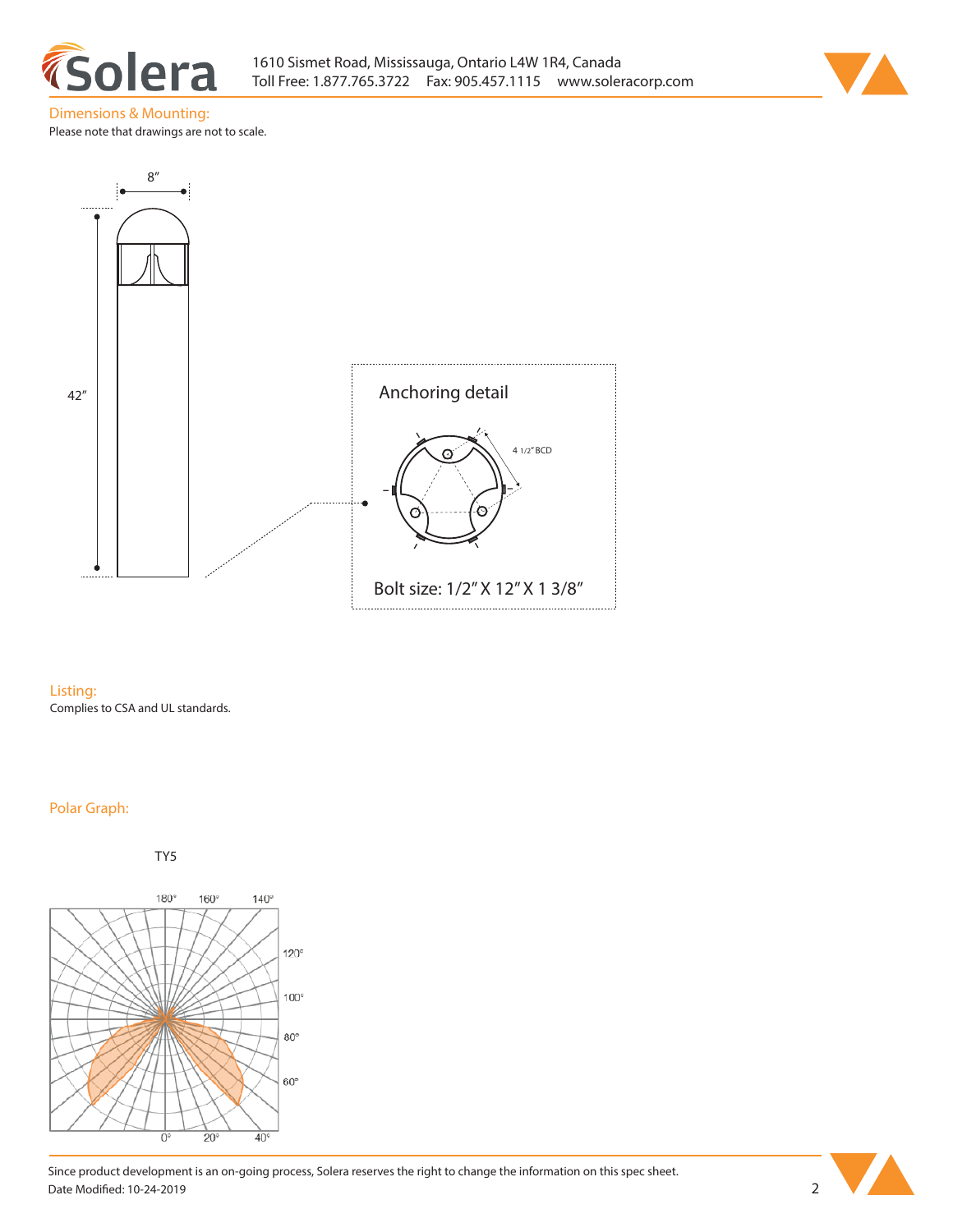## Dimensions & Mounting:

Please note that drawings are not to scale.

8″

42″

Anchoring detail

4 1/2″ BCD

Bolt size: 1/2″ X 12″ X 1 3/8″

## Listing:

Complies to CSA and UL standards.

## Polar Graph:

TY5

180°
160°
140°
120°
100°
80°
60°
0°
20°
40°

Since product development is an on-going process, Solera reserves the right to change the information on this spec sheet.

Date Modified: 10-24-2019